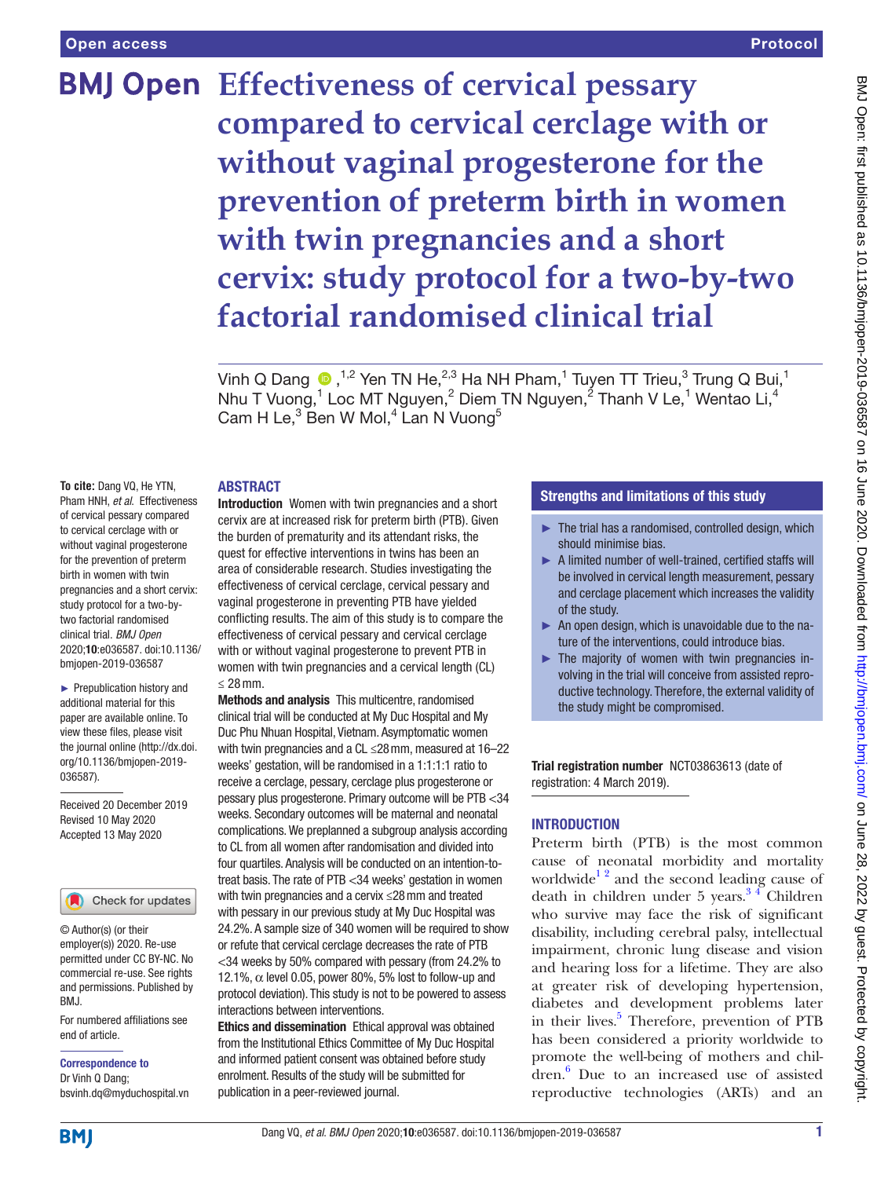# Effectiveness of cervical pessary compared to cervical cerclage with or without vaginal progesterone for the prevention of preterm birth in women with twin pregnancies and a short cervix: study protocol for a two-by-two factorial randomised clinical trial

Vinh Q Dang,[1,2] Yen TN He,[2,3] Ha NH Pham,[1] Tuyen TT Trieu,[3] Trung Q Bui,[1] Nhu T Vuong,[1] Loc MT Nguyen,[2] Diem TN Nguyen,[2] Thanh V Le,[1] Wentao Li,[4] Cam H Le,[3] Ben W Mol,[4] Lan N Vuong[5]

**To cite:** Dang VQ, He YTN, Pham HNH, *et al*. Effectiveness of cervical pessary compared to cervical cerclage with or without vaginal progesterone for the prevention of preterm birth in women with twin pregnancies and a short cervix: study protocol for a two-by-two factorial randomised clinical trial. *BMJ Open* 2020;**10**:e036587. doi:10.1136/bmjopen-2019-036587

► Prepublication history and additional material for this paper are available online. To view these files, please visit the journal online (http://dx.doi.org/10.1136/bmjopen-2019-036587).

Received 20 December 2019
Revised 10 May 2020
Accepted 13 May 2020

© Author(s) (or their employer(s)) 2020. Re-use permitted under CC BY-NC. No commercial re-use. See rights and permissions. Published by BMJ.

For numbered affiliations see end of article.

**Correspondence to**
Dr Vinh Q Dang;
bsvinh.dq@myduchospital.vn

## ABSTRACT

**Introduction** Women with twin pregnancies and a short cervix are at increased risk for preterm birth (PTB). Given the burden of prematurity and its attendant risks, the quest for effective interventions in twins has been an area of considerable research. Studies investigating the effectiveness of cervical cerclage, cervical pessary and vaginal progesterone in preventing PTB have yielded conflicting results. The aim of this study is to compare the effectiveness of cervical pessary and cervical cerclage with or without vaginal progesterone to prevent PTB in women with twin pregnancies and a cervical length (CL) ≤ 28 mm.

**Methods and analysis** This multicentre, randomised clinical trial will be conducted at My Duc Hospital and My Duc Phu Nhuan Hospital, Vietnam. Asymptomatic women with twin pregnancies and a CL ≤28 mm, measured at 16–22 weeks' gestation, will be randomised in a 1:1:1:1 ratio to receive a cerclage, pessary, cerclage plus progesterone or pessary plus progesterone. Primary outcome will be PTB <34 weeks. Secondary outcomes will be maternal and neonatal complications. We preplanned a subgroup analysis according to CL from all women after randomisation and divided into four quartiles. Analysis will be conducted on an intention-to-treat basis. The rate of PTB <34 weeks' gestation in women with twin pregnancies and a cervix ≤28 mm and treated with pessary in our previous study at My Duc Hospital was 24.2%. A sample size of 340 women will be required to show or refute that cervical cerclage decreases the rate of PTB <34 weeks by 50% compared with pessary (from 24.2% to 12.1%, $\alpha$ level 0.05, power 80%, 5% lost to follow-up and protocol deviation). This study is not to be powered to assess interactions between interventions.

**Ethics and dissemination** Ethical approval was obtained from the Institutional Ethics Committee of My Duc Hospital and informed patient consent was obtained before study enrolment. Results of the study will be submitted for publication in a peer-reviewed journal.

### Strengths and limitations of this study

- ► The trial has a randomised, controlled design, which should minimise bias.
- ► A limited number of well-trained, certified staffs will be involved in cervical length measurement, pessary and cerclage placement which increases the validity of the study.
- ► An open design, which is unavoidable due to the nature of the interventions, could introduce bias.
- ► The majority of women with twin pregnancies involving in the trial will conceive from assisted reproductive technology. Therefore, the external validity of the study might be compromised.

**Trial registration number** NCT03863613 (date of registration: 4 March 2019).

## INTRODUCTION

Preterm birth (PTB) is the most common cause of neonatal morbidity and mortality worldwide[1,2] and the second leading cause of death in children under 5 years.[3,4] Children who survive may face the risk of significant disability, including cerebral palsy, intellectual impairment, chronic lung disease and vision and hearing loss for a lifetime. They are also at greater risk of developing hypertension, diabetes and development problems later in their lives.[5] Therefore, prevention of PTB has been considered a priority worldwide to promote the well-being of mothers and children.[6] Due to an increased use of assisted reproductive technologies (ARTs) and an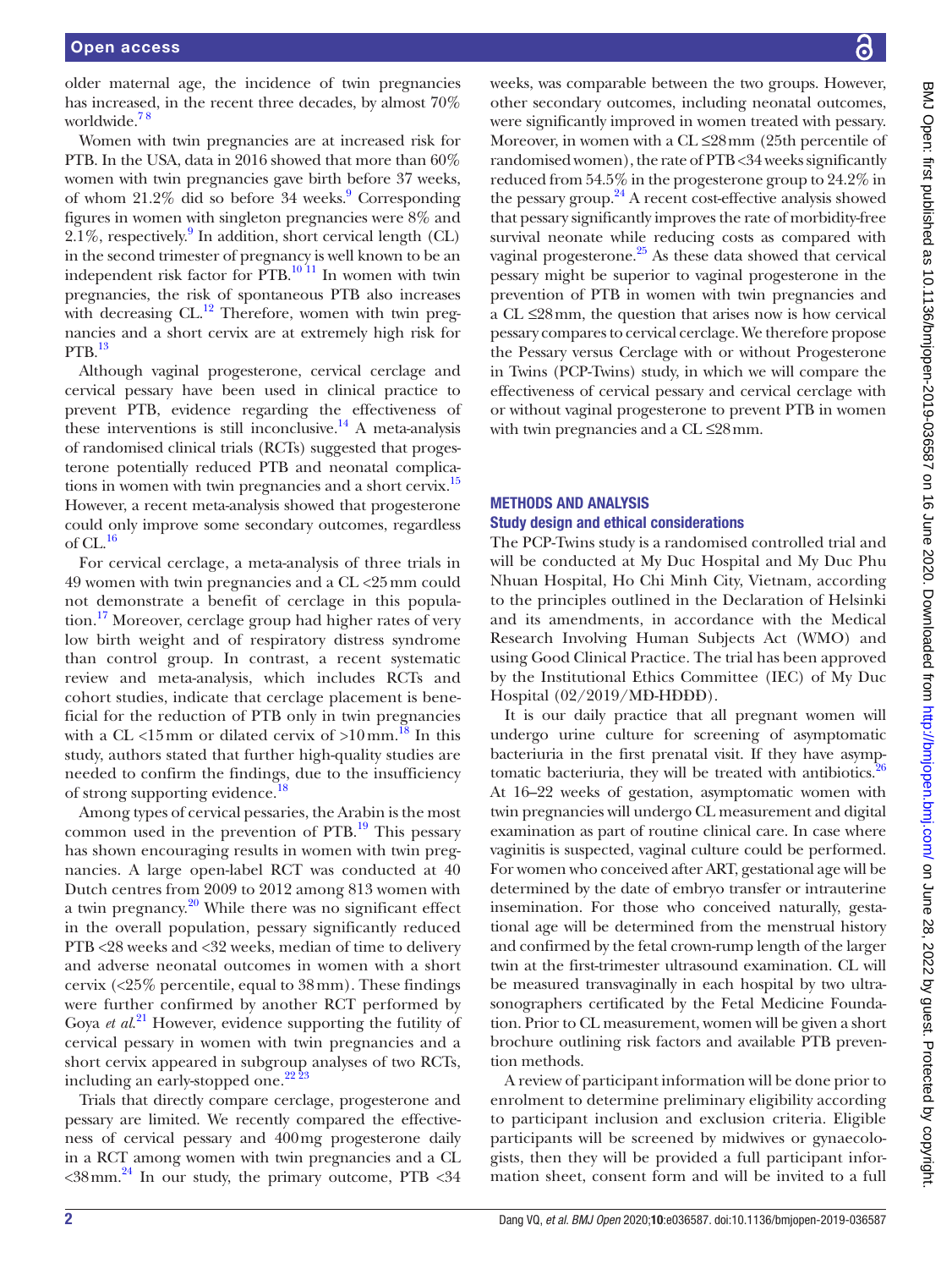older maternal age, the incidence of twin pregnancies has increased, in the recent three decades, by almost 70% worldwide.[7,8]

Women with twin pregnancies are at increased risk for PTB. In the USA, data in 2016 showed that more than 60% women with twin pregnancies gave birth before 37 weeks, of whom 21.2% did so before 34 weeks.[9] Corresponding figures in women with singleton pregnancies were 8% and 2.1%, respectively.[9] In addition, short cervical length (CL) in the second trimester of pregnancy is well known to be an independent risk factor for PTB.[10,11] In women with twin pregnancies, the risk of spontaneous PTB also increases with decreasing CL.[12] Therefore, women with twin pregnancies and a short cervix are at extremely high risk for PTB.[13]

Although vaginal progesterone, cervical cerclage and cervical pessary have been used in clinical practice to prevent PTB, evidence regarding the effectiveness of these interventions is still inconclusive.[14] A meta-analysis of randomised clinical trials (RCTs) suggested that progesterone potentially reduced PTB and neonatal complications in women with twin pregnancies and a short cervix.[15] However, a recent meta-analysis showed that progesterone could only improve some secondary outcomes, regardless of CL.[16]

For cervical cerclage, a meta-analysis of three trials in 49 women with twin pregnancies and a CL <25 mm could not demonstrate a benefit of cerclage in this population.[17] Moreover, cerclage group had higher rates of very low birth weight and of respiratory distress syndrome than control group. In contrast, a recent systematic review and meta-analysis, which includes RCTs and cohort studies, indicate that cerclage placement is beneficial for the reduction of PTB only in twin pregnancies with a CL <15 mm or dilated cervix of >10 mm.[18] In this study, authors stated that further high-quality studies are needed to confirm the findings, due to the insufficiency of strong supporting evidence.[18]

Among types of cervical pessaries, the Arabin is the most common used in the prevention of PTB.[19] This pessary has shown encouraging results in women with twin pregnancies. A large open-label RCT was conducted at 40 Dutch centres from 2009 to 2012 among 813 women with a twin pregnancy.[20] While there was no significant effect in the overall population, pessary significantly reduced PTB <28 weeks and <32 weeks, median of time to delivery and adverse neonatal outcomes in women with a short cervix (<25% percentile, equal to 38 mm). These findings were further confirmed by another RCT performed by Goya *et al*.[21] However, evidence supporting the futility of cervical pessary in women with twin pregnancies and a short cervix appeared in subgroup analyses of two RCTs, including an early-stopped one.[22,23]

Trials that directly compare cerclage, progesterone and pessary are limited. We recently compared the effectiveness of cervical pessary and 400 mg progesterone daily in a RCT among women with twin pregnancies and a CL <38 mm.[24] In our study, the primary outcome, PTB <34 weeks, was comparable between the two groups. However, other secondary outcomes, including neonatal outcomes, were significantly improved in women treated with pessary. Moreover, in women with a CL ≤28 mm (25th percentile of randomised women), the rate of PTB <34 weeks significantly reduced from 54.5% in the progesterone group to 24.2% in the pessary group.[24] A recent cost-effective analysis showed that pessary significantly improves the rate of morbidity-free survival neonate while reducing costs as compared with vaginal progesterone.[25] As these data showed that cervical pessary might be superior to vaginal progesterone in the prevention of PTB in women with twin pregnancies and a CL ≤28 mm, the question that arises now is how cervical pessary compares to cervical cerclage. We therefore propose the Pessary versus Cerclage with or without Progesterone in Twins (PCP-Twins) study, in which we will compare the effectiveness of cervical pessary and cervical cerclage with or without vaginal progesterone to prevent PTB in women with twin pregnancies and a CL ≤28 mm.

## METHODS AND ANALYSIS

### Study design and ethical considerations

The PCP-Twins study is a randomised controlled trial and will be conducted at My Duc Hospital and My Duc Phu Nhuan Hospital, Ho Chi Minh City, Vietnam, according to the principles outlined in the Declaration of Helsinki and its amendments, in accordance with the Medical Research Involving Human Subjects Act (WMO) and using Good Clinical Practice. The trial has been approved by the Institutional Ethics Committee (IEC) of My Duc Hospital (02/2019/MĐ-HĐĐĐ).

It is our daily practice that all pregnant women will undergo urine culture for screening of asymptomatic bacteriuria in the first prenatal visit. If they have asymptomatic bacteriuria, they will be treated with antibiotics.[26] At 16–22 weeks of gestation, asymptomatic women with twin pregnancies will undergo CL measurement and digital examination as part of routine clinical care. In case where vaginitis is suspected, vaginal culture could be performed. For women who conceived after ART, gestational age will be determined by the date of embryo transfer or intrauterine insemination. For those who conceived naturally, gestational age will be determined from the menstrual history and confirmed by the fetal crown-rump length of the larger twin at the first-trimester ultrasound examination. CL will be measured transvaginally in each hospital by two ultrasonographers certificated by the Fetal Medicine Foundation. Prior to CL measurement, women will be given a short brochure outlining risk factors and available PTB prevention methods.

A review of participant information will be done prior to enrolment to determine preliminary eligibility according to participant inclusion and exclusion criteria. Eligible participants will be screened by midwives or gynaecologists, then they will be provided a full participant information sheet, consent form and will be invited to a full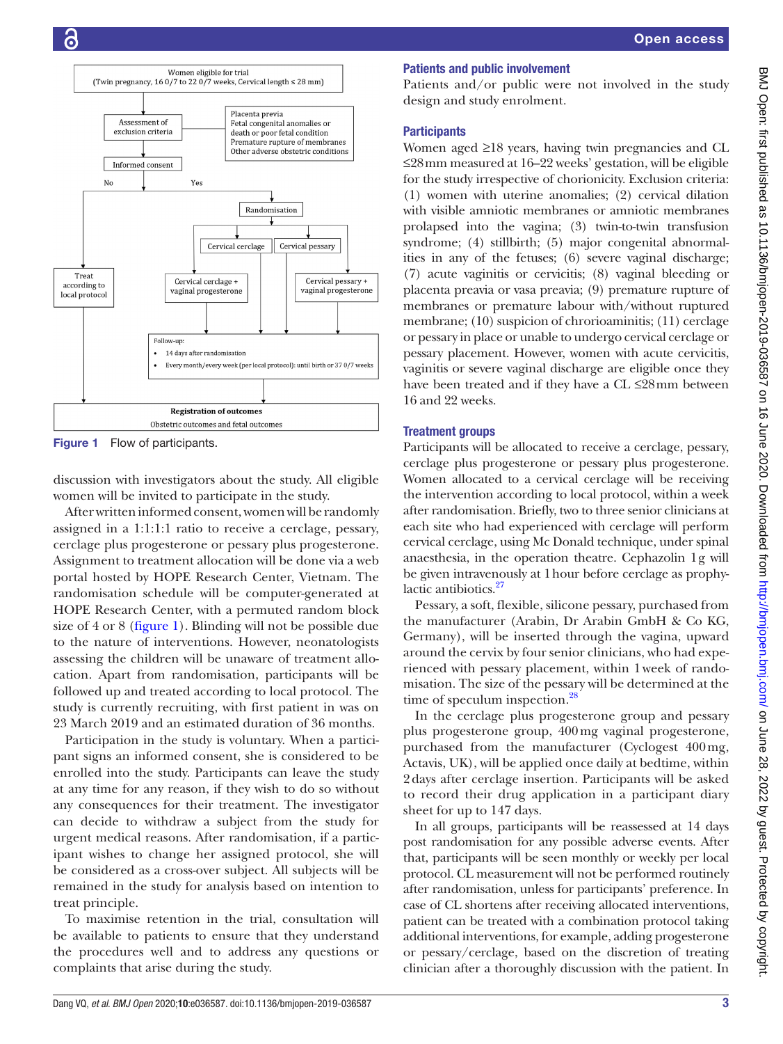Figure 1 Flow of participants.

discussion with investigators about the study. All eligible women will be invited to participate in the study.

After written informed consent, women will be randomly assigned in a 1:1:1:1 ratio to receive a cerclage, pessary, cerclage plus progesterone or pessary plus progesterone. Assignment to treatment allocation will be done via a web portal hosted by HOPE Research Center, Vietnam. The randomisation schedule will be computer-generated at HOPE Research Center, with a permuted random block size of 4 or 8 (figure 1). Blinding will not be possible due to the nature of interventions. However, neonatologists assessing the children will be unaware of treatment allocation. Apart from randomisation, participants will be followed up and treated according to local protocol. The study is currently recruiting, with first patient in was on 23 March 2019 and an estimated duration of 36 months.

Participation in the study is voluntary. When a participant signs an informed consent, she is considered to be enrolled into the study. Participants can leave the study at any time for any reason, if they wish to do so without any consequences for their treatment. The investigator can decide to withdraw a subject from the study for urgent medical reasons. After randomisation, if a participant wishes to change her assigned protocol, she will be considered as a cross-over subject. All subjects will be remained in the study for analysis based on intention to treat principle.

To maximise retention in the trial, consultation will be available to patients to ensure that they understand the procedures well and to address any questions or complaints that arise during the study.

## Patients and public involvement

Patients and/or public were not involved in the study design and study enrolment.

## Participants

Women aged ≥18 years, having twin pregnancies and CL ≤28 mm measured at 16–22 weeks' gestation, will be eligible for the study irrespective of chorionicity. Exclusion criteria: (1) women with uterine anomalies; (2) cervical dilation with visible amniotic membranes or amniotic membranes prolapsed into the vagina; (3) twin-to-twin transfusion syndrome; (4) stillbirth; (5) major congenital abnormalities in any of the fetuses; (6) severe vaginal discharge; (7) acute vaginitis or cervicitis; (8) vaginal bleeding or placenta preavia or vasa preavia; (9) premature rupture of membranes or premature labour with/without ruptured membrane; (10) suspicion of chrorioamninitis; (11) cerclage or pessary in place or unable to undergo cervical cerclage or pessary placement. However, women with acute cervicitis, vaginitis or severe vaginal discharge are eligible once they have been treated and if they have a CL ≤28 mm between 16 and 22 weeks.

## Treatment groups

Participants will be allocated to receive a cerclage, pessary, cerclage plus progesterone or pessary plus progesterone. Women allocated to a cervical cerclage will be receiving the intervention according to local protocol, within a week after randomisation. Briefly, two to three senior clinicians at each site who had experienced with cerclage will perform cervical cerclage, using Mc Donald technique, under spinal anaesthesia, in the operation theatre. Cephazolin 1 g will be given intravenously at 1 hour before cerclage as prophylactic antibiotics.[27]

Pessary, a soft, flexible, silicone pessary, purchased from the manufacturer (Arabin, Dr Arabin GmbH & Co KG, Germany), will be inserted through the vagina, upward around the cervix by four senior clinicians, who had experienced with pessary placement, within 1 week of randomisation. The size of the pessary will be determined at the time of speculum inspection.[28]

In the cerclage plus progesterone group and pessary plus progesterone group, 400 mg vaginal progesterone, purchased from the manufacturer (Cyclogest 400 mg, Actavis, UK), will be applied once daily at bedtime, within 2 days after cerclage insertion. Participants will be asked to record their drug application in a participant diary sheet for up to 147 days.

In all groups, participants will be reassessed at 14 days post randomisation for any possible adverse events. After that, participants will be seen monthly or weekly per local protocol. CL measurement will not be performed routinely after randomisation, unless for participants' preference. In case of CL shortens after receiving allocated interventions, patient can be treated with a combination protocol taking additional interventions, for example, adding progesterone or pessary/cerclage, based on the discretion of treating clinician after a thoroughly discussion with the patient. In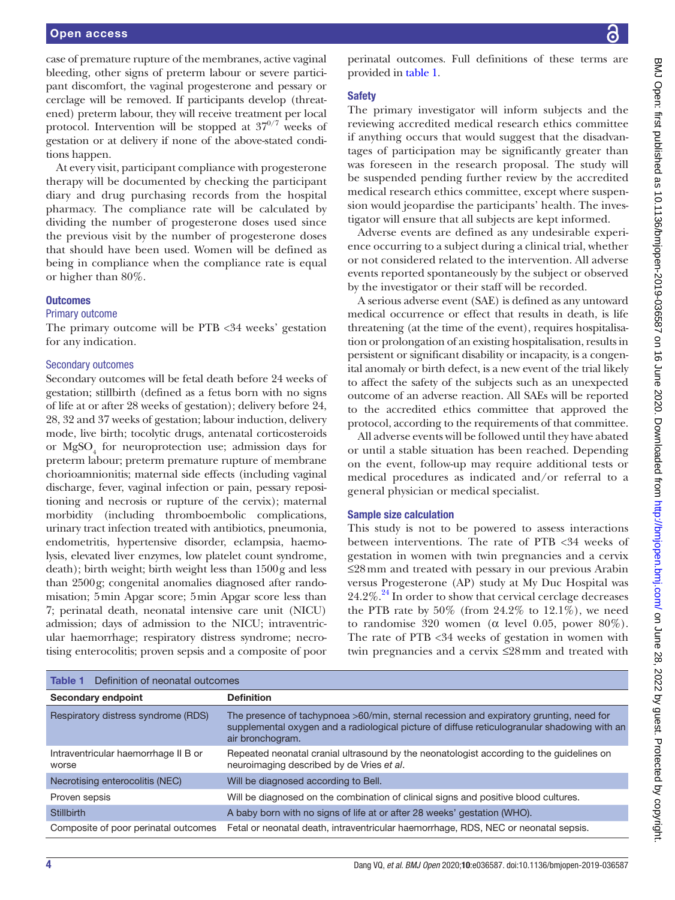case of premature rupture of the membranes, active vaginal bleeding, other signs of preterm labour or severe participant discomfort, the vaginal progesterone and pessary or cerclage will be removed. If participants develop (threatened) preterm labour, they will receive treatment per local protocol. Intervention will be stopped at $37^{0/7}$ weeks of gestation or at delivery if none of the above-stated conditions happen.

At every visit, participant compliance with progesterone therapy will be documented by checking the participant diary and drug purchasing records from the hospital pharmacy. The compliance rate will be calculated by dividing the number of progesterone doses used since the previous visit by the number of progesterone doses that should have been used. Women will be defined as being in compliance when the compliance rate is equal or higher than 80%.

## Outcomes

### Primary outcome

The primary outcome will be PTB <34 weeks' gestation for any indication.

### Secondary outcomes

Secondary outcomes will be fetal death before 24 weeks of gestation; stillbirth (defined as a fetus born with no signs of life at or after 28 weeks of gestation); delivery before 24, 28, 32 and 37 weeks of gestation; labour induction, delivery mode, live birth; tocolytic drugs, antenatal corticosteroids or $MgSO_4$ for neuroprotection use; admission days for preterm labour; preterm premature rupture of membrane chorioamnionitis; maternal side effects (including vaginal discharge, fever, vaginal infection or pain, pessary repositioning and necrosis or rupture of the cervix); maternal morbidity (including thromboembolic complications, urinary tract infection treated with antibiotics, pneumonia, endometritis, hypertensive disorder, eclampsia, haemolysis, elevated liver enzymes, low platelet count syndrome, death); birth weight; birth weight less than 1500g and less than 2500g; congenital anomalies diagnosed after randomisation; 5min Apgar score; 5min Apgar score less than 7; perinatal death, neonatal intensive care unit (NICU) admission; days of admission to the NICU; intraventricular haemorrhage; respiratory distress syndrome; necrotising enterocolitis; proven sepsis and a composite of poor perinatal outcomes. Full definitions of these terms are provided in table 1.

## Safety

The primary investigator will inform subjects and the reviewing accredited medical research ethics committee if anything occurs that would suggest that the disadvantages of participation may be significantly greater than was foreseen in the research proposal. The study will be suspended pending further review by the accredited medical research ethics committee, except where suspension would jeopardise the participants' health. The investigator will ensure that all subjects are kept informed.

Adverse events are defined as any undesirable experience occurring to a subject during a clinical trial, whether or not considered related to the intervention. All adverse events reported spontaneously by the subject or observed by the investigator or their staff will be recorded.

A serious adverse event (SAE) is defined as any untoward medical occurrence or effect that results in death, is life threatening (at the time of the event), requires hospitalisation or prolongation of an existing hospitalisation, results in persistent or significant disability or incapacity, is a congenital anomaly or birth defect, is a new event of the trial likely to affect the safety of the subjects such as an unexpected outcome of an adverse reaction. All SAEs will be reported to the accredited ethics committee that approved the protocol, according to the requirements of that committee.

All adverse events will be followed until they have abated or until a stable situation has been reached. Depending on the event, follow-up may require additional tests or medical procedures as indicated and/or referral to a general physician or medical specialist.

## Sample size calculation

This study is not to be powered to assess interactions between interventions. The rate of PTB <34 weeks of gestation in women with twin pregnancies and a cervix ≤28mm and treated with pessary in our previous Arabin versus Progesterone (AP) study at My Duc Hospital was 24.2%.[24] In order to show that cervical cerclage decreases the PTB rate by 50% (from 24.2% to 12.1%), we need to randomise 320 women (α level 0.05, power 80%). The rate of PTB <34 weeks of gestation in women with twin pregnancies and a cervix ≤28mm and treated with

Table 1 Definition of neonatal outcomes

| Secondary endpoint | Definition |
|---|---|
| Respiratory distress syndrome (RDS) | The presence of tachypnoea >60/min, sternal recession and expiratory grunting, need for supplemental oxygen and a radiological picture of diffuse reticulogranular shadowing with an air bronchogram. |
| Intraventricular haemorrhage II B or worse | Repeated neonatal cranial ultrasound by the neonatologist according to the guidelines on neuroimaging described by de Vries *et al*. |
| Necrotising enterocolitis (NEC) | Will be diagnosed according to Bell. |
| Proven sepsis | Will be diagnosed on the combination of clinical signs and positive blood cultures. |
| Stillbirth | A baby born with no signs of life at or after 28 weeks' gestation (WHO). |
| Composite of poor perinatal outcomes | Fetal or neonatal death, intraventricular haemorrhage, RDS, NEC or neonatal sepsis. |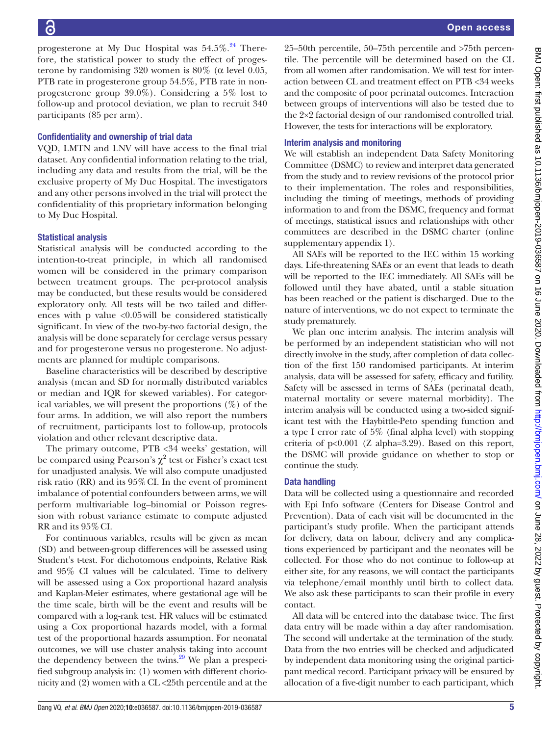progesterone at My Duc Hospital was 54.5%.[24] Therefore, the statistical power to study the effect of progesterone by randomising 320 women is 80% (α level 0.05, PTB rate in progesterone group 54.5%, PTB rate in non-progesterone group 39.0%). Considering a 5% lost to follow-up and protocol deviation, we plan to recruit 340 participants (85 per arm).

### Confidentiality and ownership of trial data

VQD, LMTN and LNV will have access to the final trial dataset. Any confidential information relating to the trial, including any data and results from the trial, will be the exclusive property of My Duc Hospital. The investigators and any other persons involved in the trial will protect the confidentiality of this proprietary information belonging to My Duc Hospital.

### Statistical analysis

Statistical analysis will be conducted according to the intention-to-treat principle, in which all randomised women will be considered in the primary comparison between treatment groups. The per-protocol analysis may be conducted, but these results would be considered exploratory only. All tests will be two tailed and differences with p value <0.05 will be considered statistically significant. In view of the two-by-two factorial design, the analysis will be done separately for cerclage versus pessary and for progesterone versus no progesterone. No adjustments are planned for multiple comparisons.

Baseline characteristics will be described by descriptive analysis (mean and SD for normally distributed variables or median and IQR for skewed variables). For categorical variables, we will present the proportions (%) of the four arms. In addition, we will also report the numbers of recruitment, participants lost to follow-up, protocols violation and other relevant descriptive data.

The primary outcome, PTB <34 weeks' gestation, will be compared using Pearson's $\chi^2$ test or Fisher's exact test for unadjusted analysis. We will also compute unadjusted risk ratio (RR) and its 95% CI. In the event of prominent imbalance of potential confounders between arms, we will perform multivariable log–binomial or Poisson regression with robust variance estimate to compute adjusted RR and its 95% CI.

For continuous variables, results will be given as mean (SD) and between-group differences will be assessed using Student's t-test. For dichotomous endpoints, Relative Risk and 95% CI values will be calculated. Time to delivery will be assessed using a Cox proportional hazard analysis and Kaplan-Meier estimates, where gestational age will be the time scale, birth will be the event and results will be compared with a log-rank test. HR values will be estimated using a Cox proportional hazards model, with a formal test of the proportional hazards assumption. For neonatal outcomes, we will use cluster analysis taking into account the dependency between the twins.[29] We plan a prespecified subgroup analysis in: (1) women with different chorionicity and (2) women with a CL <25th percentile and at the 25–50th percentile, 50–75th percentile and >75th percentile. The percentile will be determined based on the CL from all women after randomisation. We will test for interaction between CL and treatment effect on PTB <34 weeks and the composite of poor perinatal outcomes. Interaction between groups of interventions will also be tested due to the 2×2 factorial design of our randomised controlled trial. However, the tests for interactions will be exploratory.

### Interim analysis and monitoring

We will establish an independent Data Safety Monitoring Committee (DSMC) to review and interpret data generated from the study and to review revisions of the protocol prior to their implementation. The roles and responsibilities, including the timing of meetings, methods of providing information to and from the DSMC, frequency and format of meetings, statistical issues and relationships with other committees are described in the DSMC charter (online supplementary appendix 1).

All SAEs will be reported to the IEC within 15 working days. Life-threatening SAEs or an event that leads to death will be reported to the IEC immediately. All SAEs will be followed until they have abated, until a stable situation has been reached or the patient is discharged. Due to the nature of interventions, we do not expect to terminate the study prematurely.

We plan one interim analysis. The interim analysis will be performed by an independent statistician who will not directly involve in the study, after completion of data collection of the first 150 randomised participants. At interim analysis, data will be assessed for safety, efficacy and futility. Safety will be assessed in terms of SAEs (perinatal death, maternal mortality or severe maternal morbidity). The interim analysis will be conducted using a two-sided significant test with the Haybittle-Peto spending function and a type I error rate of 5% (final alpha level) with stopping criteria of p<0.001 (Z alpha=3.29). Based on this report, the DSMC will provide guidance on whether to stop or continue the study.

### Data handling

Data will be collected using a questionnaire and recorded with Epi Info software (Centers for Disease Control and Prevention). Data of each visit will be documented in the participant's study profile. When the participant attends for delivery, data on labour, delivery and any complications experienced by participant and the neonates will be collected. For those who do not continue to follow-up at either site, for any reasons, we will contact the participants via telephone/email monthly until birth to collect data. We also ask these participants to scan their profile in every contact.

All data will be entered into the database twice. The first data entry will be made within a day after randomisation. The second will undertake at the termination of the study. Data from the two entries will be checked and adjudicated by independent data monitoring using the original participant medical record. Participant privacy will be ensured by allocation of a five-digit number to each participant, which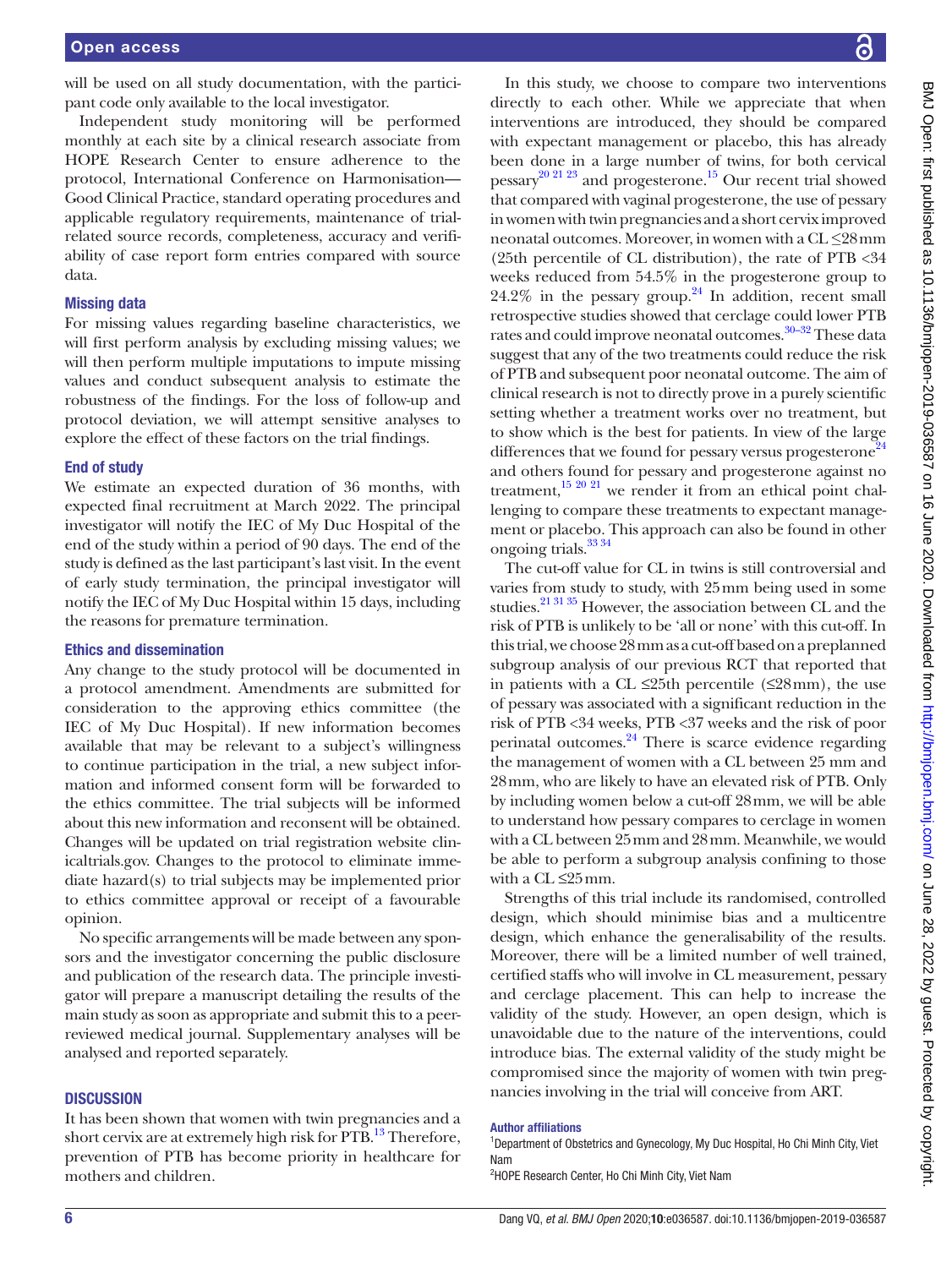will be used on all study documentation, with the participant code only available to the local investigator.

Independent study monitoring will be performed monthly at each site by a clinical research associate from HOPE Research Center to ensure adherence to the protocol, International Conference on Harmonisation—Good Clinical Practice, standard operating procedures and applicable regulatory requirements, maintenance of trial-related source records, completeness, accuracy and verifiability of case report form entries compared with source data.

### Missing data

For missing values regarding baseline characteristics, we will first perform analysis by excluding missing values; we will then perform multiple imputations to impute missing values and conduct subsequent analysis to estimate the robustness of the findings. For the loss of follow-up and protocol deviation, we will attempt sensitive analyses to explore the effect of these factors on the trial findings.

### End of study

We estimate an expected duration of 36 months, with expected final recruitment at March 2022. The principal investigator will notify the IEC of My Duc Hospital of the end of the study within a period of 90 days. The end of the study is defined as the last participant's last visit. In the event of early study termination, the principal investigator will notify the IEC of My Duc Hospital within 15 days, including the reasons for premature termination.

### Ethics and dissemination

Any change to the study protocol will be documented in a protocol amendment. Amendments are submitted for consideration to the approving ethics committee (the IEC of My Duc Hospital). If new information becomes available that may be relevant to a subject's willingness to continue participation in the trial, a new subject information and informed consent form will be forwarded to the ethics committee. The trial subjects will be informed about this new information and reconsent will be obtained. Changes will be updated on trial registration website clinicaltrials.gov. Changes to the protocol to eliminate immediate hazard(s) to trial subjects may be implemented prior to ethics committee approval or receipt of a favourable opinion.

No specific arrangements will be made between any sponsors and the investigator concerning the public disclosure and publication of the research data. The principle investigator will prepare a manuscript detailing the results of the main study as soon as appropriate and submit this to a peer-reviewed medical journal. Supplementary analyses will be analysed and reported separately.

## DISCUSSION

It has been shown that women with twin pregnancies and a short cervix are at extremely high risk for PTB.[13] Therefore, prevention of PTB has become priority in healthcare for mothers and children.

In this study, we choose to compare two interventions directly to each other. While we appreciate that when interventions are introduced, they should be compared with expectant management or placebo, this has already been done in a large number of twins, for both cervical pessary[20 21 23] and progesterone.[15] Our recent trial showed that compared with vaginal progesterone, the use of pessary in women with twin pregnancies and a short cervix improved neonatal outcomes. Moreover, in women with a CL ≤28 mm (25th percentile of CL distribution), the rate of PTB <34 weeks reduced from 54.5% in the progesterone group to 24.2% in the pessary group.[24] In addition, recent small retrospective studies showed that cerclage could lower PTB rates and could improve neonatal outcomes.[30–32] These data suggest that any of the two treatments could reduce the risk of PTB and subsequent poor neonatal outcome. The aim of clinical research is not to directly prove in a purely scientific setting whether a treatment works over no treatment, but to show which is the best for patients. In view of the large differences that we found for pessary versus progesterone[24] and others found for pessary and progesterone against no treatment,[15 20 21] we render it from an ethical point challenging to compare these treatments to expectant management or placebo. This approach can also be found in other ongoing trials.[33 34]

The cut-off value for CL in twins is still controversial and varies from study to study, with 25 mm being used in some studies.[21 31 35] However, the association between CL and the risk of PTB is unlikely to be 'all or none' with this cut-off. In this trial, we choose 28 mm as a cut-off based on a preplanned subgroup analysis of our previous RCT that reported that in patients with a CL ≤25th percentile (≤28 mm), the use of pessary was associated with a significant reduction in the risk of PTB <34 weeks, PTB <37 weeks and the risk of poor perinatal outcomes.[24] There is scarce evidence regarding the management of women with a CL between 25 mm and 28 mm, who are likely to have an elevated risk of PTB. Only by including women below a cut-off 28 mm, we will be able to understand how pessary compares to cerclage in women with a CL between 25 mm and 28 mm. Meanwhile, we would be able to perform a subgroup analysis confining to those with a CL ≤25 mm.

Strengths of this trial include its randomised, controlled design, which should minimise bias and a multicentre design, which enhance the generalisability of the results. Moreover, there will be a limited number of well trained, certified staffs who will involve in CL measurement, pessary and cerclage placement. This can help to increase the validity of the study. However, an open design, which is unavoidable due to the nature of the interventions, could introduce bias. The external validity of the study might be compromised since the majority of women with twin pregnancies involving in the trial will conceive from ART.

### Author affiliations

[1]Department of Obstetrics and Gynecology, My Duc Hospital, Ho Chi Minh City, Viet Nam

[2]HOPE Research Center, Ho Chi Minh City, Viet Nam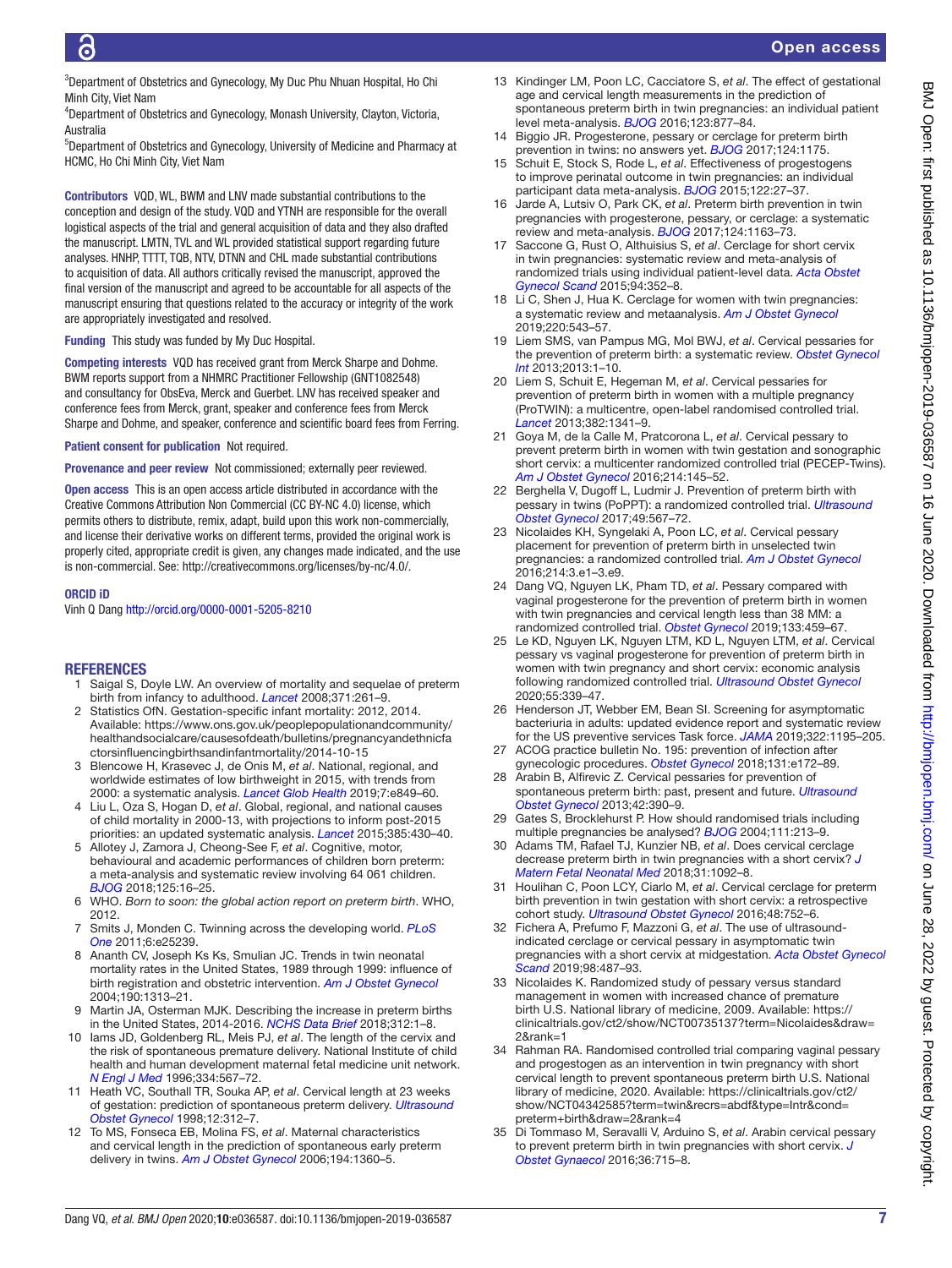[3]Department of Obstetrics and Gynecology, My Duc Phu Nhuan Hospital, Ho Chi Minh City, Viet Nam
[4]Department of Obstetrics and Gynecology, Monash University, Clayton, Victoria, Australia
[5]Department of Obstetrics and Gynecology, University of Medicine and Pharmacy at HCMC, Ho Chi Minh City, Viet Nam

**Contributors** VQD, WL, BWM and LNV made substantial contributions to the conception and design of the study. VQD and YTNH are responsible for the overall logistical aspects of the trial and general acquisition of data and they also drafted the manuscript. LMTN, TVL and WL provided statistical support regarding future analyses. HNHP, TTTT, TQB, NTV, DTNN and CHL made substantial contributions to acquisition of data. All authors critically revised the manuscript, approved the final version of the manuscript and agreed to be accountable for all aspects of the manuscript ensuring that questions related to the accuracy or integrity of the work are appropriately investigated and resolved.

**Funding** This study was funded by My Duc Hospital.

**Competing interests** VQD has received grant from Merck Sharpe and Dohme. BWM reports support from a NHMRC Practitioner Fellowship (GNT1082548) and consultancy for ObsEva, Merck and Guerbet. LNV has received speaker and conference fees from Merck, grant, speaker and conference fees from Merck Sharpe and Dohme, and speaker, conference and scientific board fees from Ferring.

**Patient consent for publication** Not required.

**Provenance and peer review** Not commissioned; externally peer reviewed.

**Open access** This is an open access article distributed in accordance with the Creative Commons Attribution Non Commercial (CC BY-NC 4.0) license, which permits others to distribute, remix, adapt, build upon this work non-commercially, and license their derivative works on different terms, provided the original work is properly cited, appropriate credit is given, any changes made indicated, and the use is non-commercial. See: http://creativecommons.org/licenses/by-nc/4.0/.

**ORCID iD**
Vinh Q Dang http://orcid.org/0000-0001-5205-8210

## REFERENCES

1. Saigal S, Doyle LW. An overview of mortality and sequelae of preterm birth from infancy to adulthood. *Lancet* 2008;371:261–9.
2. Statistics OfN. Gestation-specific infant mortality: 2012, 2014. Available: https://www.ons.gov.uk/peoplepopulationandcommunity/healthandsocialcare/causesofdeath/bulletins/pregnancyandethnicfactorsinfluencingbirthsandinfantmortality/2014-10-15
3. Blencowe H, Krasevec J, de Onis M, *et al*. National, regional, and worldwide estimates of low birthweight in 2015, with trends from 2000: a systematic analysis. *Lancet Glob Health* 2019;7:e849–60.
4. Liu L, Oza S, Hogan D, *et al*. Global, regional, and national causes of child mortality in 2000-13, with projections to inform post-2015 priorities: an updated systematic analysis. *Lancet* 2015;385:430–40.
5. Allotey J, Zamora J, Cheong-See F, *et al*. Cognitive, motor, behavioural and academic performances of children born preterm: a meta-analysis and systematic review involving 64 061 children. *BJOG* 2018;125:16–25.
6. WHO. *Born to soon: the global action report on preterm birth*. WHO, 2012.
7. Smits J, Monden C. Twinning across the developing world. *PLoS One* 2011;6:e25239.
8. Ananth CV, Joseph Ks Ks, Smulian JC. Trends in twin neonatal mortality rates in the United States, 1989 through 1999: influence of birth registration and obstetric intervention. *Am J Obstet Gynecol* 2004;190:1313–21.
9. Martin JA, Osterman MJK. Describing the increase in preterm births in the United States, 2014-2016. *NCHS Data Brief* 2018;312:1–8.
10. Iams JD, Goldenberg RL, Meis PJ, *et al*. The length of the cervix and the risk of spontaneous premature delivery. National Institute of child health and human development maternal fetal medicine unit network. *N Engl J Med* 1996;334:567–72.
11. Heath VC, Southall TR, Souka AP, *et al*. Cervical length at 23 weeks of gestation: prediction of spontaneous preterm delivery. *Ultrasound Obstet Gynecol* 1998;12:312–7.
12. To MS, Fonseca EB, Molina FS, *et al*. Maternal characteristics and cervical length in the prediction of spontaneous early preterm delivery in twins. *Am J Obstet Gynecol* 2006;194:1360–5.
13. Kindinger LM, Poon LC, Cacciatore S, *et al*. The effect of gestational age and cervical length measurements in the prediction of spontaneous preterm birth in twin pregnancies: an individual patient level meta-analysis. *BJOG* 2016;123:877–84.
14. Biggio JR. Progesterone, pessary or cerclage for preterm birth prevention in twins: no answers yet. *BJOG* 2017;124:1175.
15. Schuit E, Stock S, Rode L, *et al*. Effectiveness of progestogens to improve perinatal outcome in twin pregnancies: an individual participant data meta-analysis. *BJOG* 2015;122:27–37.
16. Jarde A, Lutsiv O, Park CK, *et al*. Preterm birth prevention in twin pregnancies with progesterone, pessary, or cerclage: a systematic review and meta-analysis. *BJOG* 2017;124:1163–73.
17. Saccone G, Rust O, Althuisius S, *et al*. Cerclage for short cervix in twin pregnancies: systematic review and meta-analysis of randomized trials using individual patient-level data. *Acta Obstet Gynecol Scand* 2015;94:352–8.
18. Li C, Shen J, Hua K. Cerclage for women with twin pregnancies: a systematic review and metaanalysis. *Am J Obstet Gynecol* 2019;220:543–57.
19. Liem SMS, van Pampus MG, Mol BWJ, *et al*. Cervical pessaries for the prevention of preterm birth: a systematic review. *Obstet Gynecol Int* 2013;2013:1–10.
20. Liem S, Schuit E, Hegeman M, *et al*. Cervical pessaries for prevention of preterm birth in women with a multiple pregnancy (ProTWIN): a multicentre, open-label randomised controlled trial. *Lancet* 2013;382:1341–9.
21. Goya M, de la Calle M, Pratcorona L, *et al*. Cervical pessary to prevent preterm birth in women with twin gestation and sonographic short cervix: a multicenter randomized controlled trial (PECEP-Twins). *Am J Obstet Gynecol* 2016;214:145–52.
22. Berghella V, Dugoff L, Ludmir J. Prevention of preterm birth with pessary in twins (PoPPT): a randomized controlled trial. *Ultrasound Obstet Gynecol* 2017;49:567–72.
23. Nicolaides KH, Syngelaki A, Poon LC, *et al*. Cervical pessary placement for prevention of preterm birth in unselected twin pregnancies: a randomized controlled trial. *Am J Obstet Gynecol* 2016;214:3.e1–3.e9.
24. Dang VQ, Nguyen LK, Pham TD, *et al*. Pessary compared with vaginal progesterone for the prevention of preterm birth in women with twin pregnancies and cervical length less than 38 MM: a randomized controlled trial. *Obstet Gynecol* 2019;133:459–67.
25. Le KD, Nguyen LK, Nguyen LTM, KD L, Nguyen LTM, *et al*. Cervical pessary vs vaginal progesterone for prevention of preterm birth in women with twin pregnancy and short cervix: economic analysis following randomized controlled trial. *Ultrasound Obstet Gynecol* 2020;55:339–47.
26. Henderson JT, Webber EM, Bean SI. Screening for asymptomatic bacteriuria in adults: updated evidence report and systematic review for the US preventive services Task force. *JAMA* 2019;322:1195–205.
27. ACOG practice bulletin No. 195: prevention of infection after gynecologic procedures. *Obstet Gynecol* 2018;131:e172–89.
28. Arabin B, Alfirevic Z. Cervical pessaries for prevention of spontaneous preterm birth: past, present and future. *Ultrasound Obstet Gynecol* 2013;42:390–9.
29. Gates S, Brocklehurst P. How should randomised trials including multiple pregnancies be analysed? *BJOG* 2004;111:213–9.
30. Adams TM, Rafael TJ, Kunzier NB, *et al*. Does cervical cerclage decrease preterm birth in twin pregnancies with a short cervix? *J Matern Fetal Neonatal Med* 2018;31:1092–8.
31. Houlihan C, Poon LCY, Ciarlo M, *et al*. Cervical cerclage for preterm birth prevention in twin gestation with short cervix: a retrospective cohort study. *Ultrasound Obstet Gynecol* 2016;48:752–6.
32. Fichera A, Prefumo F, Mazzoni G, *et al*. The use of ultrasound-indicated cerclage or cervical pessary in asymptomatic twin pregnancies with a short cervix at midgestation. *Acta Obstet Gynecol Scand* 2019;98:487–93.
33. Nicolaides K. Randomized study of pessary versus standard management in women with increased chance of premature birth U.S. National library of medicine, 2009. Available: https://clinicaltrials.gov/ct2/show/NCT00735137?term=Nicolaides&draw=2&rank=1
34. Rahman RA. Randomised controlled trial comparing vaginal pessary and progestogen as an intervention in twin pregnancy with short cervical length to prevent spontaneous preterm birth U.S. National library of medicine, 2020. Available: https://clinicaltrials.gov/ct2/show/NCT04342585?term=twin&recrs=abdf&type=Intr&cond=preterm+birth&draw=2&rank=4
35. Di Tommaso M, Seravalli V, Arduino S, *et al*. Arabin cervical pessary to prevent preterm birth in twin pregnancies with short cervix. *J Obstet Gynaecol* 2016;36:715–8.